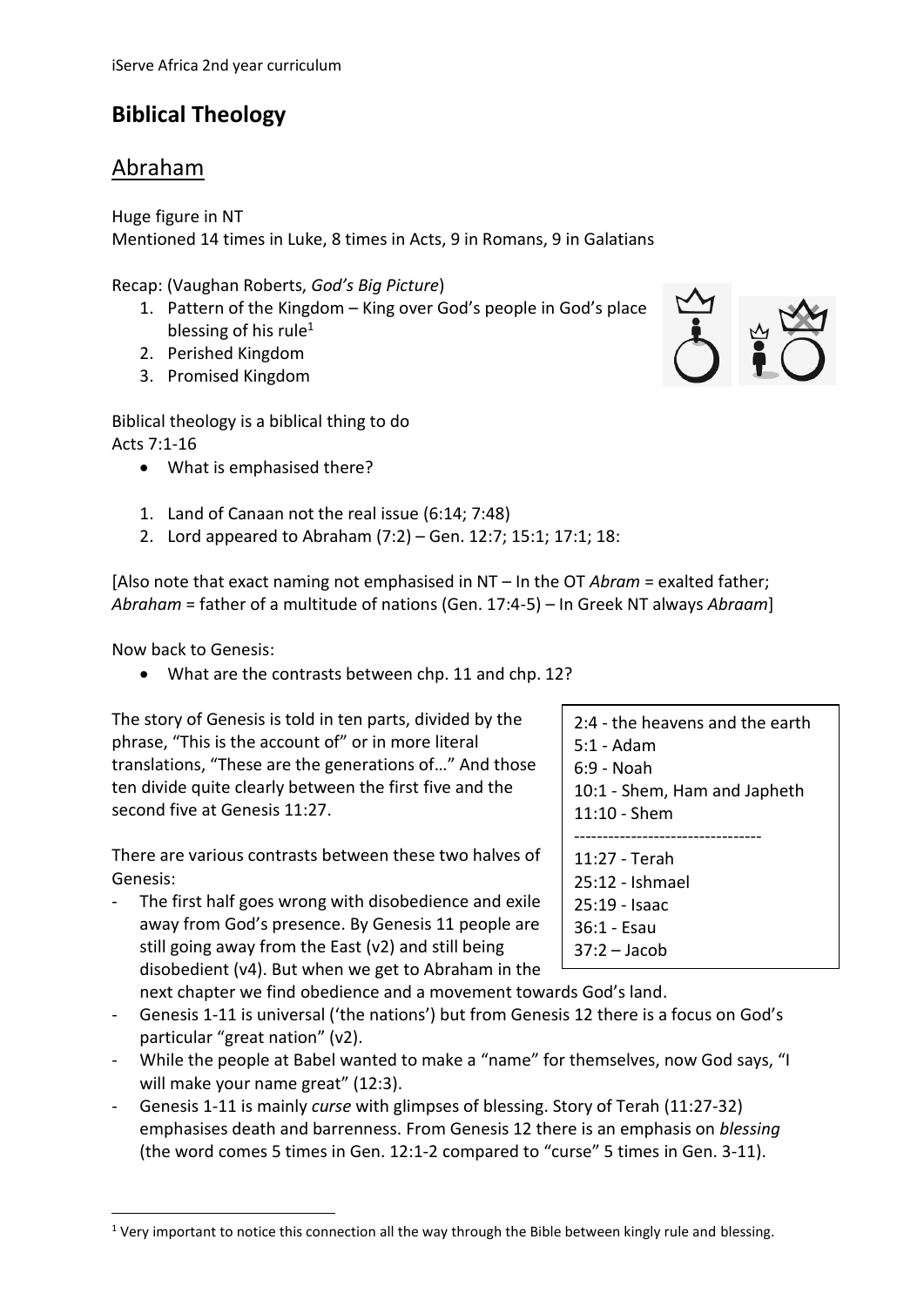# Biblical Theology

## Abraham

Huge figure in NT
Mentioned 14 times in Luke, 8 times in Acts, 9 in Romans, 9 in Galatians

Recap: (Vaughan Roberts, *God's Big Picture*)

1. Pattern of the Kingdom – King over God's people in God's place blessing of his rule[1]
2. Perished Kingdom
3. Promised Kingdom

Biblical theology is a biblical thing to do
Acts 7:1-16

- What is emphasised there?

1. Land of Canaan not the real issue (6:14; 7:48)
2. Lord appeared to Abraham (7:2) – Gen. 12:7; 15:1; 17:1; 18:

[Also note that exact naming not emphasised in NT – In the OT *Abram* = exalted father; *Abraham* = father of a multitude of nations (Gen. 17:4-5) – In Greek NT always *Abraam*]

Now back to Genesis:

- What are the contrasts between chp. 11 and chp. 12?

The story of Genesis is told in ten parts, divided by the phrase, "This is the account of" or in more literal translations, "These are the generations of…" And those ten divide quite clearly between the first five and the second five at Genesis 11:27.

> 2:4 - the heavens and the earth
> 5:1 - Adam
> 6:9 - Noah
> 10:1 - Shem, Ham and Japheth
> 11:10 - Shem
> ---------------------------------
> 11:27 - Terah
> 25:12 - Ishmael
> 25:19 - Isaac
> 36:1 - Esau
> 37:2 – Jacob

There are various contrasts between these two halves of Genesis:

- The first half goes wrong with disobedience and exile away from God's presence. By Genesis 11 people are still going away from the East (v2) and still being disobedient (v4). But when we get to Abraham in the next chapter we find obedience and a movement towards God's land.
- Genesis 1-11 is universal ('the nations') but from Genesis 12 there is a focus on God's particular "great nation" (v2).
- While the people at Babel wanted to make a "name" for themselves, now God says, "I will make your name great" (12:3).
- Genesis 1-11 is mainly *curse* with glimpses of blessing. Story of Terah (11:27-32) emphasises death and barrenness. From Genesis 12 there is an emphasis on *blessing* (the word comes 5 times in Gen. 12:1-2 compared to "curse" 5 times in Gen. 3-11).

[1] Very important to notice this connection all the way through the Bible between kingly rule and blessing.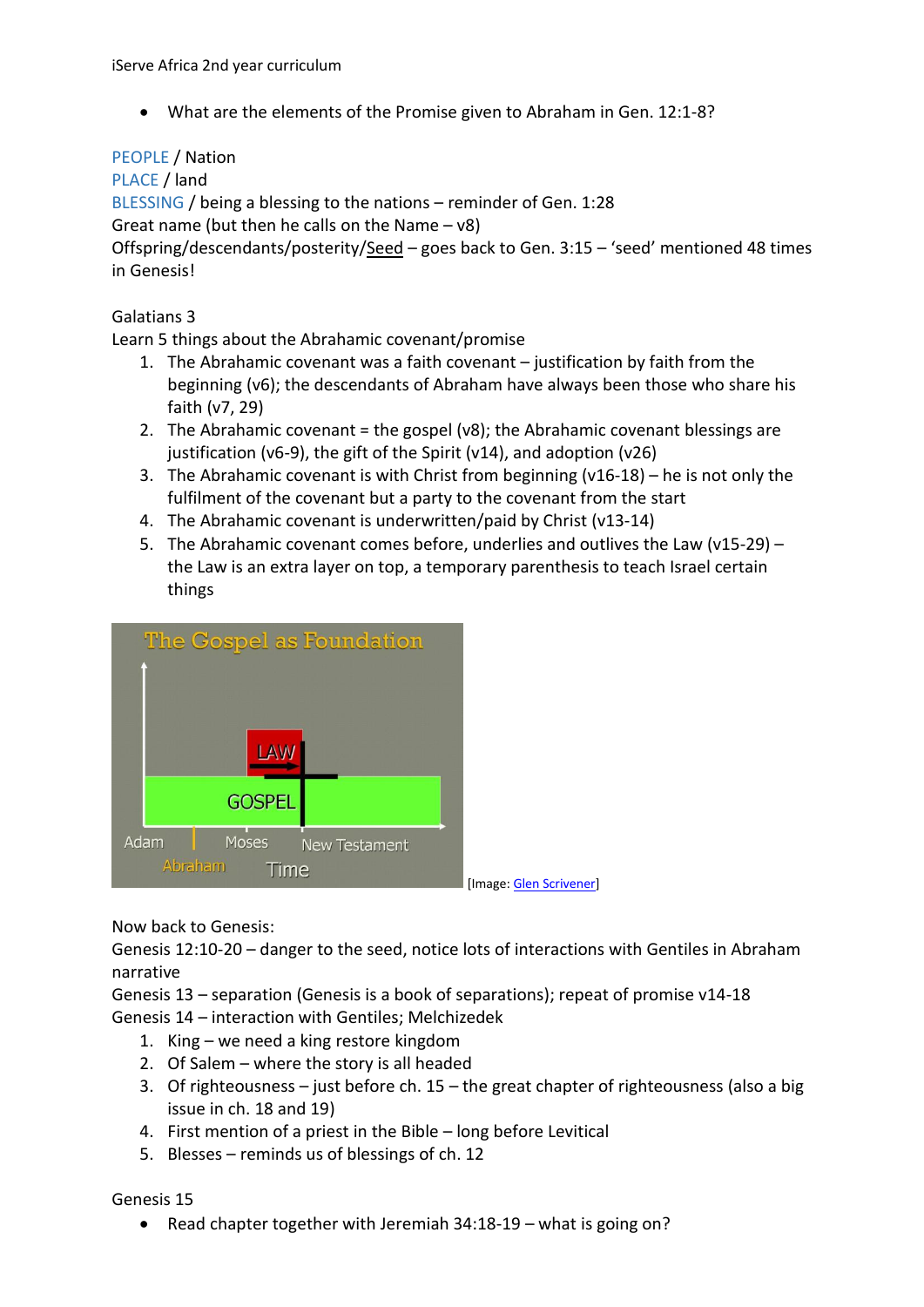- What are the elements of the Promise given to Abraham in Gen. 12:1-8?

PEOPLE / Nation
PLACE / land
BLESSING / being a blessing to the nations – reminder of Gen. 1:28
Great name (but then he calls on the Name – v8)
Offspring/descendants/posterity/Seed – goes back to Gen. 3:15 – 'seed' mentioned 48 times in Genesis!

Galatians 3
Learn 5 things about the Abrahamic covenant/promise

1. The Abrahamic covenant was a faith covenant – justification by faith from the beginning (v6); the descendants of Abraham have always been those who share his faith (v7, 29)
2. The Abrahamic covenant = the gospel (v8); the Abrahamic covenant blessings are justification (v6-9), the gift of the Spirit (v14), and adoption (v26)
3. The Abrahamic covenant is with Christ from beginning (v16-18) – he is not only the fulfilment of the covenant but a party to the covenant from the start
4. The Abrahamic covenant is underwritten/paid by Christ (v13-14)
5. The Abrahamic covenant comes before, underlies and outlives the Law (v15-29) – the Law is an extra layer on top, a temporary parenthesis to teach Israel certain things

[Image: Glen Scrivener]

Now back to Genesis:
Genesis 12:10-20 – danger to the seed, notice lots of interactions with Gentiles in Abraham narrative
Genesis 13 – separation (Genesis is a book of separations); repeat of promise v14-18
Genesis 14 – interaction with Gentiles; Melchizedek

1. King – we need a king restore kingdom
2. Of Salem – where the story is all headed
3. Of righteousness – just before ch. 15 – the great chapter of righteousness (also a big issue in ch. 18 and 19)
4. First mention of a priest in the Bible – long before Levitical
5. Blesses – reminds us of blessings of ch. 12

Genesis 15

- Read chapter together with Jeremiah 34:18-19 – what is going on?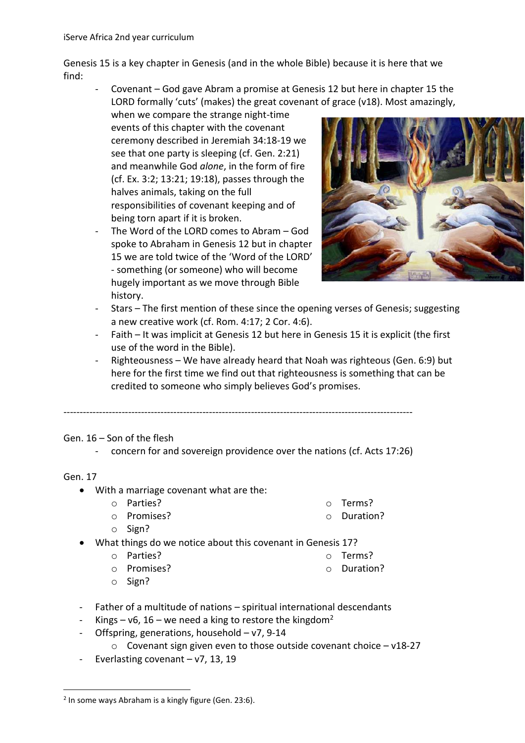Genesis 15 is a key chapter in Genesis (and in the whole Bible) because it is here that we find:

- Covenant – God gave Abram a promise at Genesis 12 but here in chapter 15 the LORD formally 'cuts' (makes) the great covenant of grace (v18). Most amazingly, when we compare the strange night-time events of this chapter with the covenant ceremony described in Jeremiah 34:18-19 we see that one party is sleeping (cf. Gen. 2:21) and meanwhile God *alone*, in the form of fire (cf. Ex. 3:2; 13:21; 19:18), passes through the halves animals, taking on the full responsibilities of covenant keeping and of being torn apart if it is broken.
- The Word of the LORD comes to Abram – God spoke to Abraham in Genesis 12 but in chapter 15 we are told twice of the 'Word of the LORD' - something (or someone) who will become hugely important as we move through Bible history.
- Stars – The first mention of these since the opening verses of Genesis; suggesting a new creative work (cf. Rom. 4:17; 2 Cor. 4:6).
- Faith – It was implicit at Genesis 12 but here in Genesis 15 it is explicit (the first use of the word in the Bible).
- Righteousness – We have already heard that Noah was righteous (Gen. 6:9) but here for the first time we find out that righteousness is something that can be credited to someone who simply believes God's promises.

---

Gen. 16 – Son of the flesh

- concern for and sovereign providence over the nations (cf. Acts 17:26)

Gen. 17

- With a marriage covenant what are the:
  - Parties?
  - Promises?
  - Sign?
  - Terms?
  - Duration?
- What things do we notice about this covenant in Genesis 17?
  - Parties?
  - Promises?
  - Sign?
  - Terms?
  - Duration?

- Father of a multitude of nations – spiritual international descendants
- Kings – v6, 16 – we need a king to restore the kingdom[2]
- Offspring, generations, household – v7, 9-14
  - Covenant sign given even to those outside covenant choice – v18-27
- Everlasting covenant – v7, 13, 19

[2] In some ways Abraham is a kingly figure (Gen. 23:6).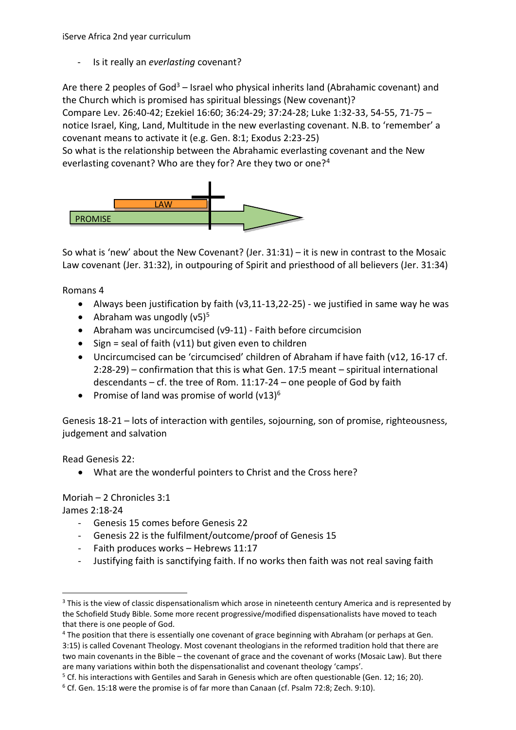- Is it really an *everlasting* covenant?

Are there 2 peoples of God[3] – Israel who physical inherits land (Abrahamic covenant) and the Church which is promised has spiritual blessings (New covenant)?
Compare Lev. 26:40-42; Ezekiel 16:60; 36:24-29; 37:24-28; Luke 1:32-33, 54-55, 71-75 – notice Israel, King, Land, Multitude in the new everlasting covenant. N.B. to 'remember' a covenant means to activate it (e.g. Gen. 8:1; Exodus 2:23-25)
So what is the relationship between the Abrahamic everlasting covenant and the New everlasting covenant? Who are they for? Are they two or one?[4]

LAW

PROMISE

So what is 'new' about the New Covenant? (Jer. 31:31) – it is new in contrast to the Mosaic Law covenant (Jer. 31:32), in outpouring of Spirit and priesthood of all believers (Jer. 31:34)

Romans 4

- Always been justification by faith (v3,11-13,22-25) - we justified in same way he was
- Abraham was ungodly (v5)[5]
- Abraham was uncircumcised (v9-11) - Faith before circumcision
- Sign = seal of faith (v11) but given even to children
- Uncircumcised can be 'circumcised' children of Abraham if have faith (v12, 16-17 cf. 2:28-29) – confirmation that this is what Gen. 17:5 meant – spiritual international descendants – cf. the tree of Rom. 11:17-24 – one people of God by faith
- Promise of land was promise of world (v13)[6]

Genesis 18-21 – lots of interaction with gentiles, sojourning, son of promise, righteousness, judgement and salvation

Read Genesis 22:

- What are the wonderful pointers to Christ and the Cross here?

Moriah – 2 Chronicles 3:1
James 2:18-24

- Genesis 15 comes before Genesis 22
- Genesis 22 is the fulfilment/outcome/proof of Genesis 15
- Faith produces works – Hebrews 11:17
- Justifying faith is sanctifying faith. If no works then faith was not real saving faith

---

[3] This is the view of classic dispensationalism which arose in nineteenth century America and is represented by the Schofield Study Bible. Some more recent progressive/modified dispensationalists have moved to teach that there is one people of God.

[4] The position that there is essentially one covenant of grace beginning with Abraham (or perhaps at Gen. 3:15) is called Covenant Theology. Most covenant theologians in the reformed tradition hold that there are two main covenants in the Bible – the covenant of grace and the covenant of works (Mosaic Law). But there are many variations within both the dispensationalist and covenant theology 'camps'.

[5] Cf. his interactions with Gentiles and Sarah in Genesis which are often questionable (Gen. 12; 16; 20).

[6] Cf. Gen. 15:18 were the promise is of far more than Canaan (cf. Psalm 72:8; Zech. 9:10).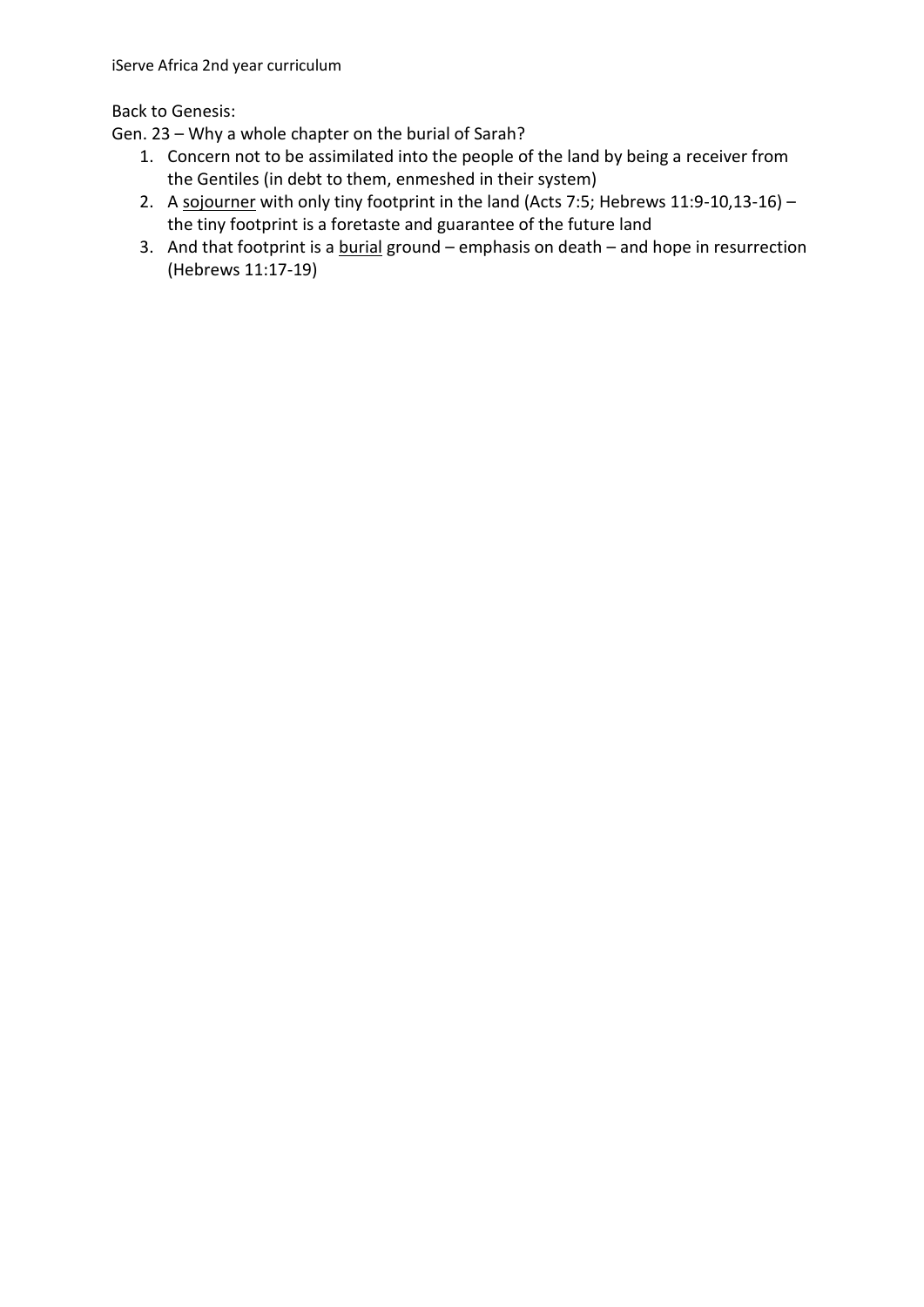Back to Genesis:

Gen. 23 – Why a whole chapter on the burial of Sarah?

1. Concern not to be assimilated into the people of the land by being a receiver from the Gentiles (in debt to them, enmeshed in their system)
2. A <u>sojourner</u> with only tiny footprint in the land (Acts 7:5; Hebrews 11:9-10,13-16) – the tiny footprint is a foretaste and guarantee of the future land
3. And that footprint is a <u>burial</u> ground – emphasis on death – and hope in resurrection (Hebrews 11:17-19)